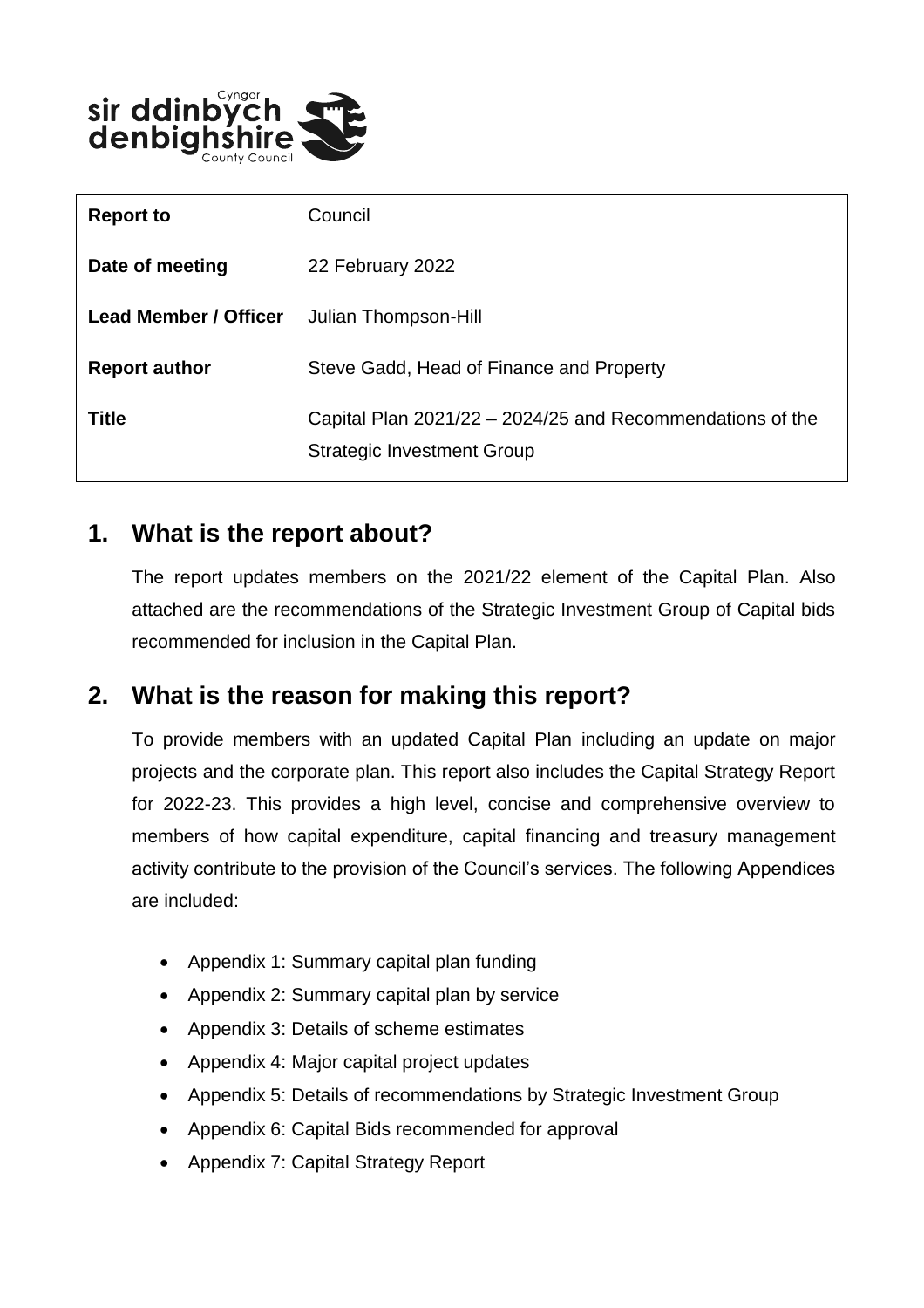Cyngor sir ddinbych denbighshire County Council

| Report to | Council |
|---|---|
| Date of meeting | 22 February 2022 |
| Lead Member / Officer | Julian Thompson-Hill |
| Report author | Steve Gadd, Head of Finance and Property |
| Title | Capital Plan 2021/22 – 2024/25 and Recommendations of the Strategic Investment Group |

## 1. What is the report about?

The report updates members on the 2021/22 element of the Capital Plan. Also attached are the recommendations of the Strategic Investment Group of Capital bids recommended for inclusion in the Capital Plan.

## 2. What is the reason for making this report?

To provide members with an updated Capital Plan including an update on major projects and the corporate plan. This report also includes the Capital Strategy Report for 2022-23. This provides a high level, concise and comprehensive overview to members of how capital expenditure, capital financing and treasury management activity contribute to the provision of the Council's services. The following Appendices are included:

- Appendix 1: Summary capital plan funding
- Appendix 2: Summary capital plan by service
- Appendix 3: Details of scheme estimates
- Appendix 4: Major capital project updates
- Appendix 5: Details of recommendations by Strategic Investment Group
- Appendix 6: Capital Bids recommended for approval
- Appendix 7: Capital Strategy Report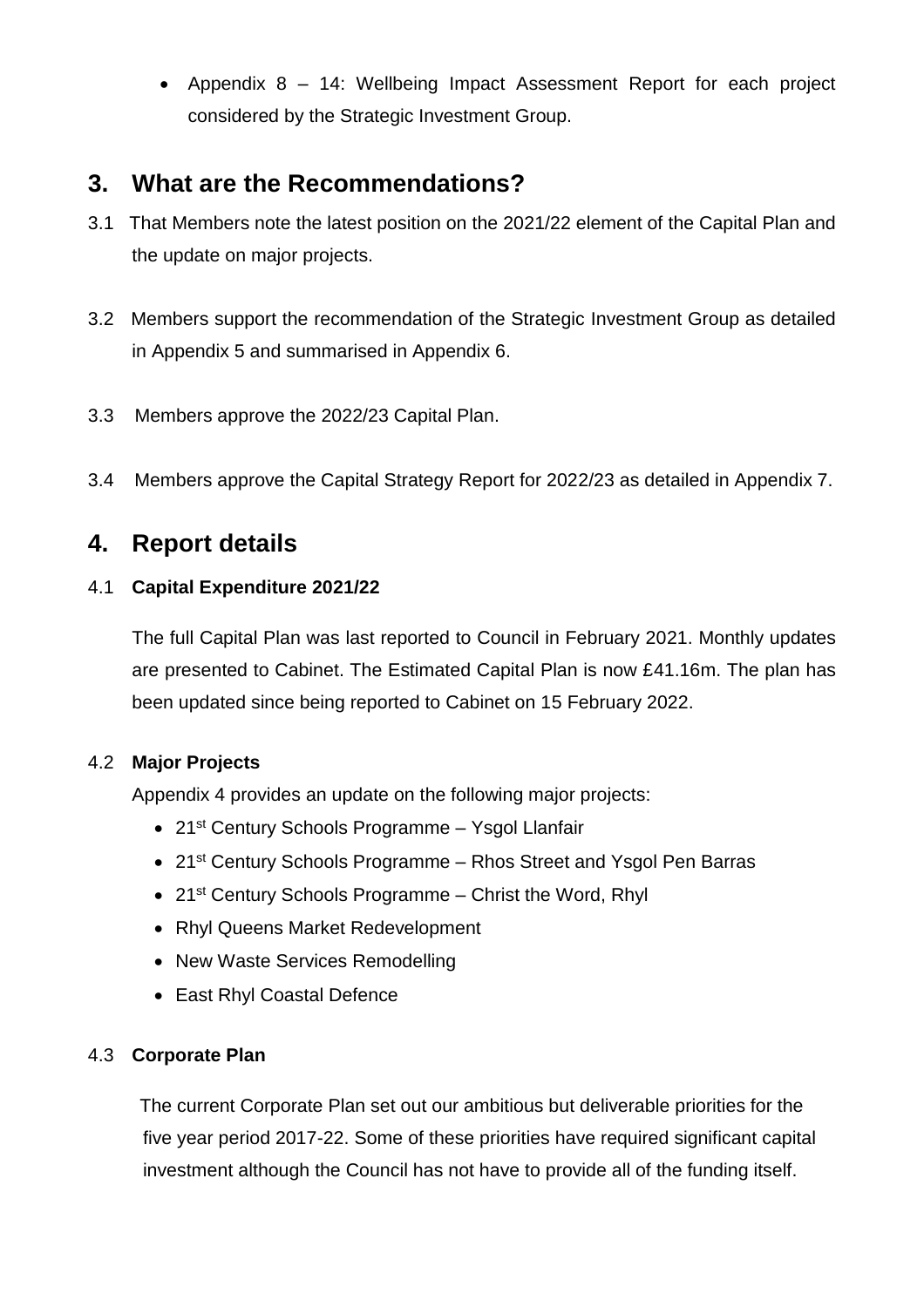- Appendix 8 – 14: Wellbeing Impact Assessment Report for each project considered by the Strategic Investment Group.

## 3. What are the Recommendations?

3.1 That Members note the latest position on the 2021/22 element of the Capital Plan and the update on major projects.

3.2 Members support the recommendation of the Strategic Investment Group as detailed in Appendix 5 and summarised in Appendix 6.

3.3 Members approve the 2022/23 Capital Plan.

3.4 Members approve the Capital Strategy Report for 2022/23 as detailed in Appendix 7.

## 4. Report details

### 4.1 Capital Expenditure 2021/22

The full Capital Plan was last reported to Council in February 2021. Monthly updates are presented to Cabinet. The Estimated Capital Plan is now £41.16m. The plan has been updated since being reported to Cabinet on 15 February 2022.

### 4.2 Major Projects

Appendix 4 provides an update on the following major projects:

- 21st Century Schools Programme – Ysgol Llanfair
- 21st Century Schools Programme – Rhos Street and Ysgol Pen Barras
- 21st Century Schools Programme – Christ the Word, Rhyl
- Rhyl Queens Market Redevelopment
- New Waste Services Remodelling
- East Rhyl Coastal Defence

### 4.3 Corporate Plan

The current Corporate Plan set out our ambitious but deliverable priorities for the five year period 2017-22. Some of these priorities have required significant capital investment although the Council has not have to provide all of the funding itself.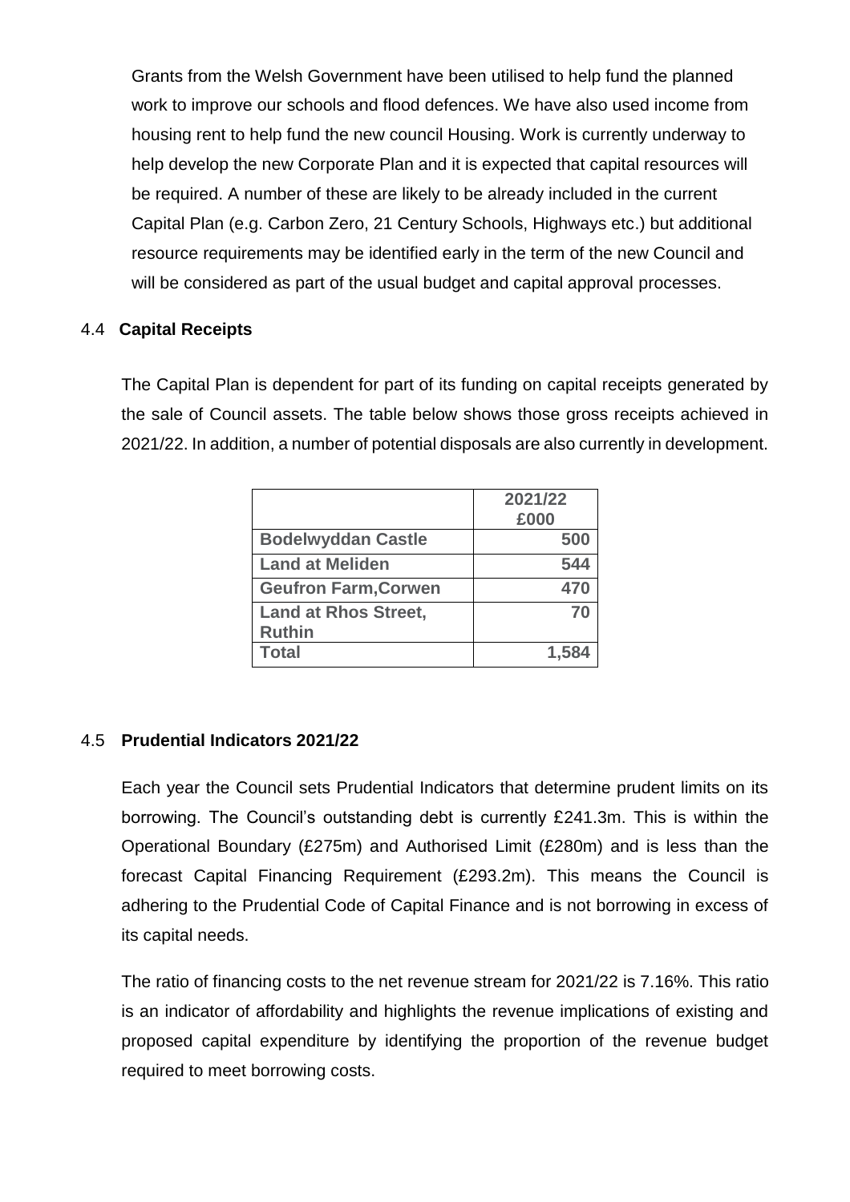Grants from the Welsh Government have been utilised to help fund the planned work to improve our schools and flood defences. We have also used income from housing rent to help fund the new council Housing. Work is currently underway to help develop the new Corporate Plan and it is expected that capital resources will be required. A number of these are likely to be already included in the current Capital Plan (e.g. Carbon Zero, 21 Century Schools, Highways etc.) but additional resource requirements may be identified early in the term of the new Council and will be considered as part of the usual budget and capital approval processes.

### 4.4 Capital Receipts

The Capital Plan is dependent for part of its funding on capital receipts generated by the sale of Council assets. The table below shows those gross receipts achieved in 2021/22. In addition, a number of potential disposals are also currently in development.

| | 2021/22 £000 |
|---|---|
| **Bodelwyddan Castle** | 500 |
| **Land at Meliden** | 544 |
| **Geufron Farm,Corwen** | 470 |
| **Land at Rhos Street, Ruthin** | 70 |
| **Total** | 1,584 |

### 4.5 Prudential Indicators 2021/22

Each year the Council sets Prudential Indicators that determine prudent limits on its borrowing. The Council's outstanding debt is currently £241.3m. This is within the Operational Boundary (£275m) and Authorised Limit (£280m) and is less than the forecast Capital Financing Requirement (£293.2m). This means the Council is adhering to the Prudential Code of Capital Finance and is not borrowing in excess of its capital needs.

The ratio of financing costs to the net revenue stream for 2021/22 is 7.16%. This ratio is an indicator of affordability and highlights the revenue implications of existing and proposed capital expenditure by identifying the proportion of the revenue budget required to meet borrowing costs.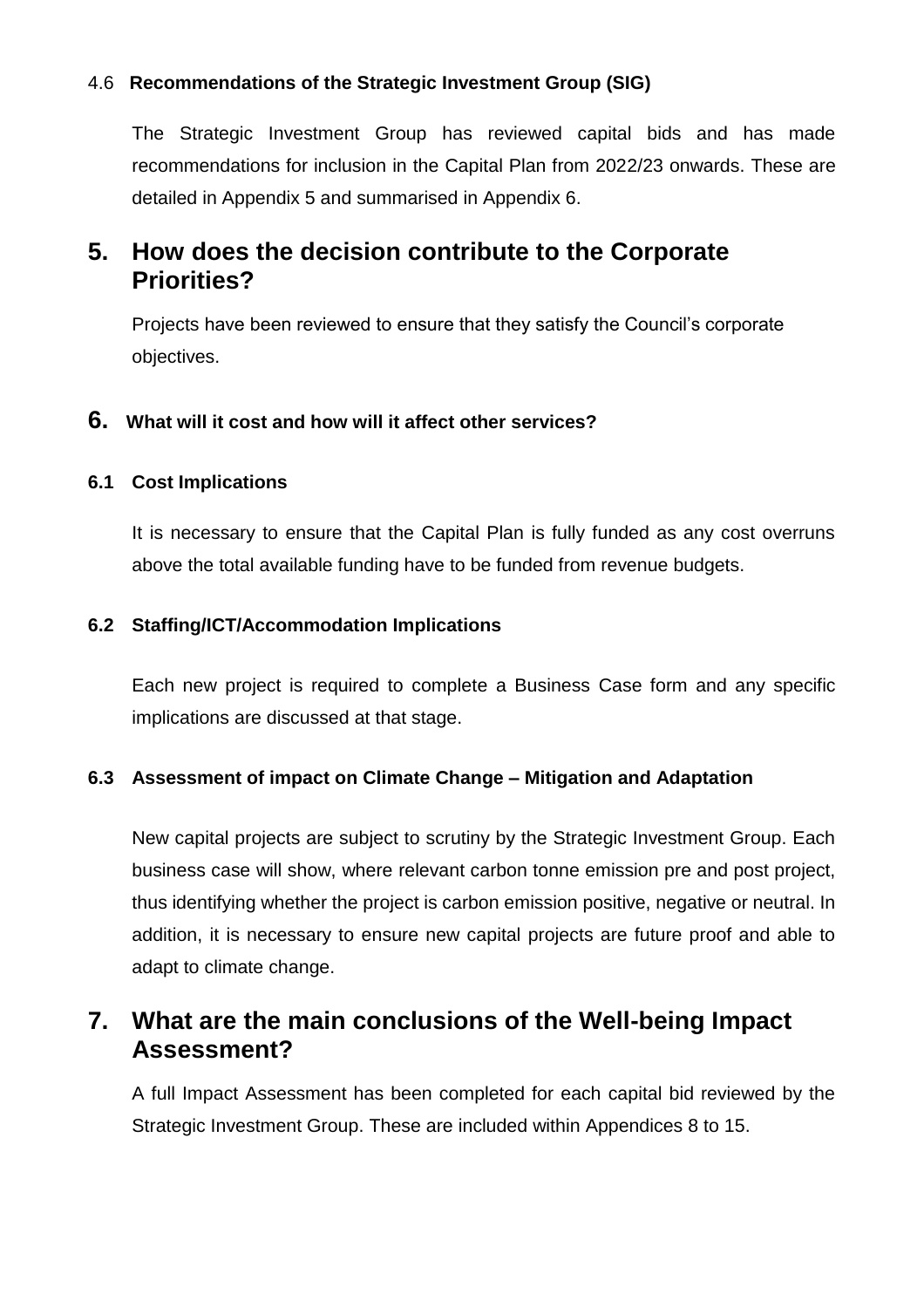### 4.6 Recommendations of the Strategic Investment Group (SIG)

The Strategic Investment Group has reviewed capital bids and has made recommendations for inclusion in the Capital Plan from 2022/23 onwards. These are detailed in Appendix 5 and summarised in Appendix 6.

## 5. How does the decision contribute to the Corporate Priorities?

Projects have been reviewed to ensure that they satisfy the Council's corporate objectives.

## 6. What will it cost and how will it affect other services?

### 6.1 Cost Implications

It is necessary to ensure that the Capital Plan is fully funded as any cost overruns above the total available funding have to be funded from revenue budgets.

### 6.2 Staffing/ICT/Accommodation Implications

Each new project is required to complete a Business Case form and any specific implications are discussed at that stage.

### 6.3 Assessment of impact on Climate Change – Mitigation and Adaptation

New capital projects are subject to scrutiny by the Strategic Investment Group. Each business case will show, where relevant carbon tonne emission pre and post project, thus identifying whether the project is carbon emission positive, negative or neutral. In addition, it is necessary to ensure new capital projects are future proof and able to adapt to climate change.

## 7. What are the main conclusions of the Well-being Impact Assessment?

A full Impact Assessment has been completed for each capital bid reviewed by the Strategic Investment Group. These are included within Appendices 8 to 15.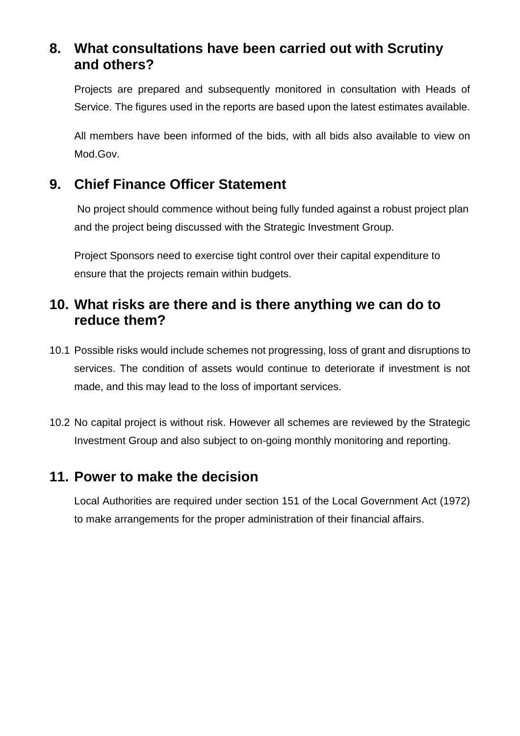## 8. What consultations have been carried out with Scrutiny and others?

Projects are prepared and subsequently monitored in consultation with Heads of Service. The figures used in the reports are based upon the latest estimates available.

All members have been informed of the bids, with all bids also available to view on Mod.Gov.

## 9. Chief Finance Officer Statement

No project should commence without being fully funded against a robust project plan and the project being discussed with the Strategic Investment Group.

Project Sponsors need to exercise tight control over their capital expenditure to ensure that the projects remain within budgets.

## 10. What risks are there and is there anything we can do to reduce them?

10.1 Possible risks would include schemes not progressing, loss of grant and disruptions to services. The condition of assets would continue to deteriorate if investment is not made, and this may lead to the loss of important services.

10.2 No capital project is without risk. However all schemes are reviewed by the Strategic Investment Group and also subject to on-going monthly monitoring and reporting.

## 11. Power to make the decision

Local Authorities are required under section 151 of the Local Government Act (1972) to make arrangements for the proper administration of their financial affairs.